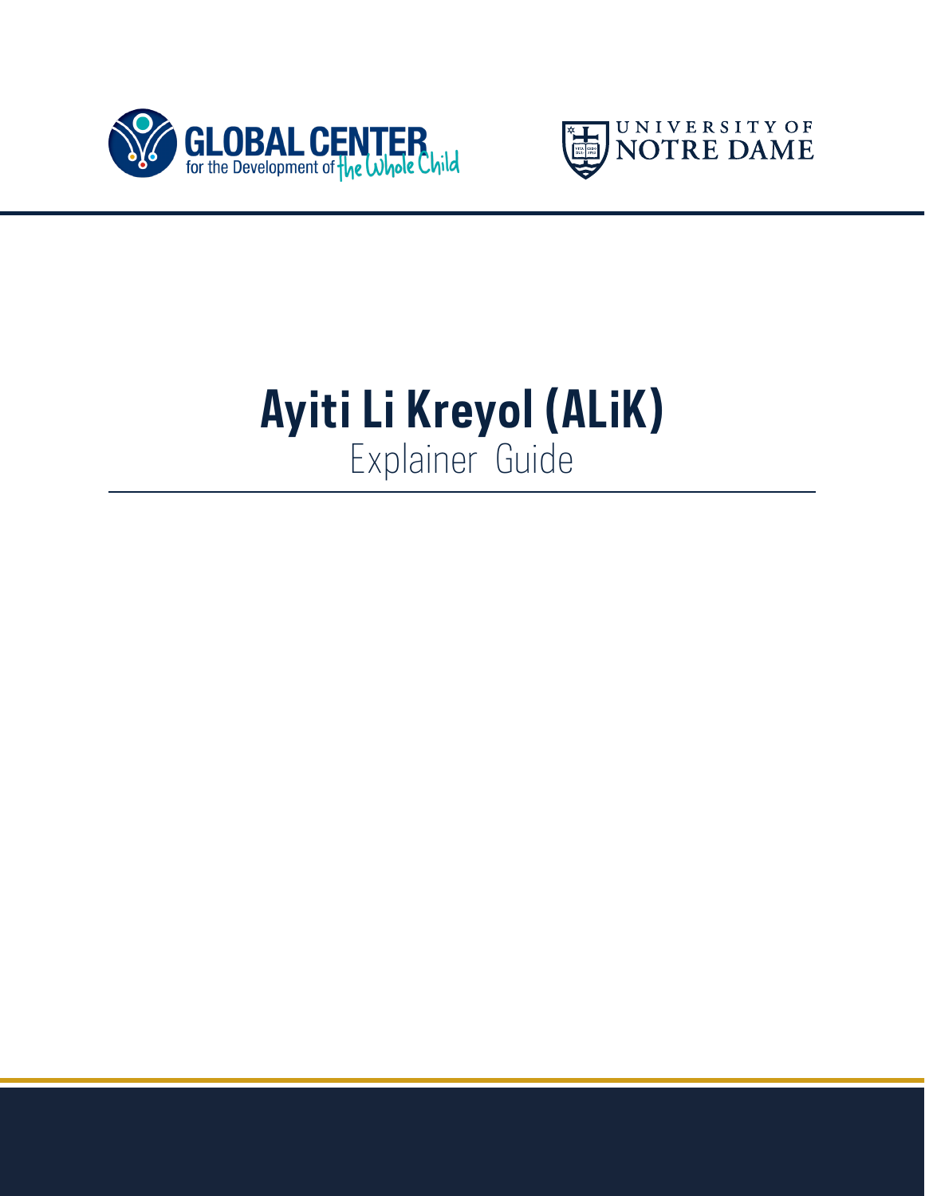GLOBAL CENTER for the Development of the Whole Child

UNIVERSITY OF NOTRE DAME

# Ayiti Li Kreyol (ALiK)

## Explainer Guide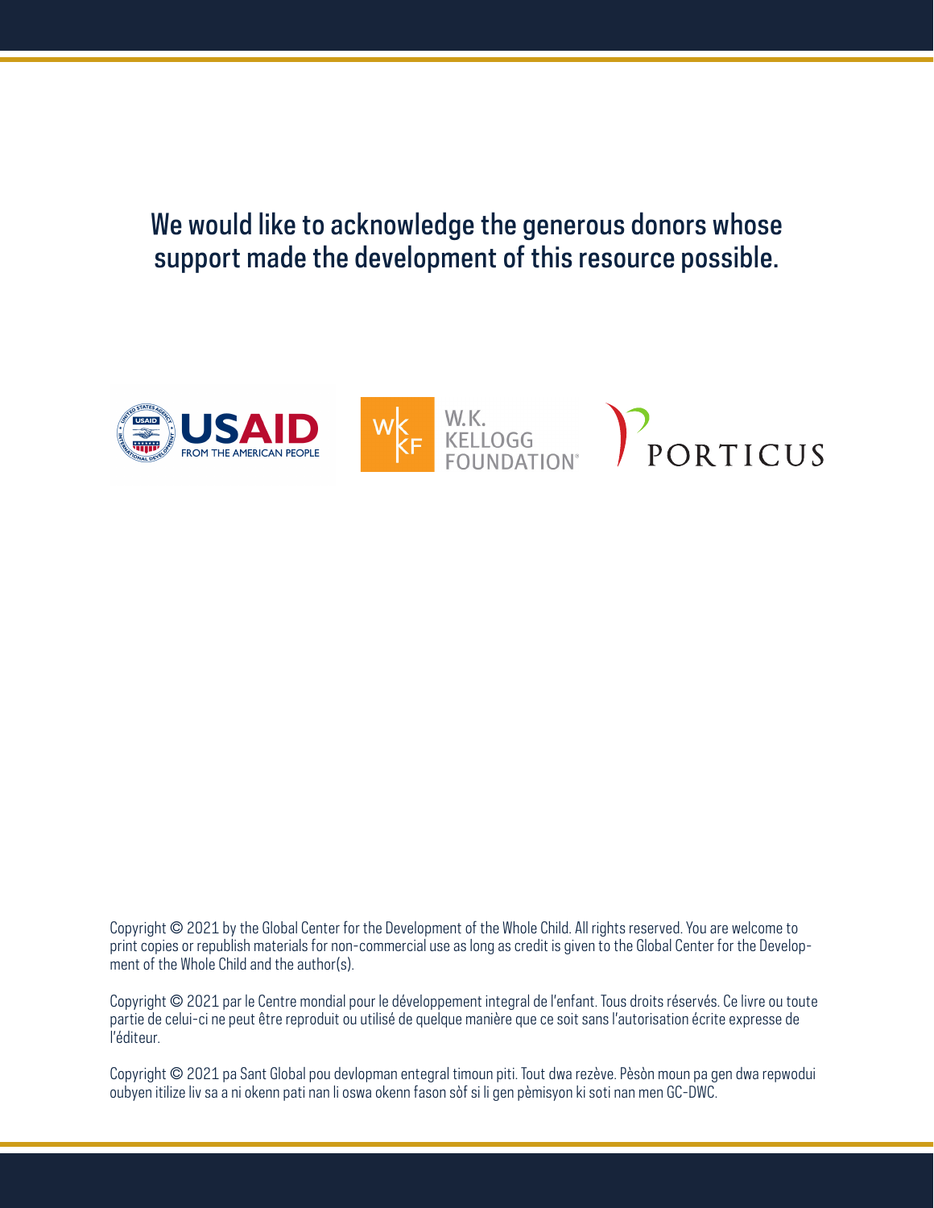We would like to acknowledge the generous donors whose support made the development of this resource possible.

USAID FROM THE AMERICAN PEOPLE

W.K. KELLOGG FOUNDATION

PORTICUS

Copyright © 2021 by the Global Center for the Development of the Whole Child. All rights reserved. You are welcome to print copies or republish materials for non-commercial use as long as credit is given to the Global Center for the Development of the Whole Child and the author(s).

Copyright © 2021 par le Centre mondial pour le développement integral de l'enfant. Tous droits réservés. Ce livre ou toute partie de celui-ci ne peut être reproduit ou utilisé de quelque manière que ce soit sans l'autorisation écrite expresse de l'éditeur.

Copyright © 2021 pa Sant Global pou devlopman entegral timoun piti. Tout dwa rezève. Pèsòn moun pa gen dwa repwodui oubyen itilize liv sa a ni okenn pati nan li oswa okenn fason sòf si li gen pèmisyon ki soti nan men GC-DWC.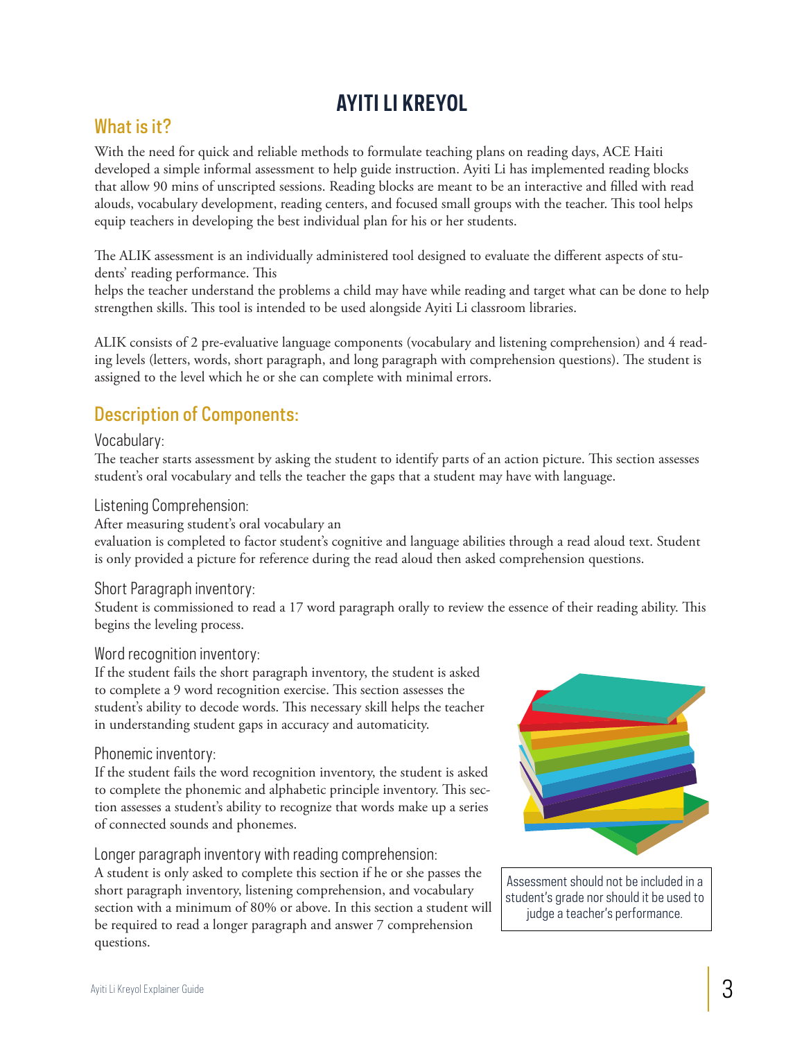# AYITI LI KREYOL

## What is it?

With the need for quick and reliable methods to formulate teaching plans on reading days, ACE Haiti developed a simple informal assessment to help guide instruction. Ayiti Li has implemented reading blocks that allow 90 mins of unscripted sessions. Reading blocks are meant to be an interactive and filled with read alouds, vocabulary development, reading centers, and focused small groups with the teacher. This tool helps equip teachers in developing the best individual plan for his or her students.

The ALIK assessment is an individually administered tool designed to evaluate the different aspects of students' reading performance. This
helps the teacher understand the problems a child may have while reading and target what can be done to help strengthen skills. This tool is intended to be used alongside Ayiti Li classroom libraries.

ALIK consists of 2 pre-evaluative language components (vocabulary and listening comprehension) and 4 reading levels (letters, words, short paragraph, and long paragraph with comprehension questions). The student is assigned to the level which he or she can complete with minimal errors.

## Description of Components:

### Vocabulary:

The teacher starts assessment by asking the student to identify parts of an action picture. This section assesses student's oral vocabulary and tells the teacher the gaps that a student may have with language.

### Listening Comprehension:

After measuring student's oral vocabulary an
evaluation is completed to factor student's cognitive and language abilities through a read aloud text. Student is only provided a picture for reference during the read aloud then asked comprehension questions.

### Short Paragraph inventory:

Student is commissioned to read a 17 word paragraph orally to review the essence of their reading ability. This begins the leveling process.

### Word recognition inventory:

If the student fails the short paragraph inventory, the student is asked to complete a 9 word recognition exercise. This section assesses the student's ability to decode words. This necessary skill helps the teacher in understanding student gaps in accuracy and automaticity.

### Phonemic inventory:

If the student fails the word recognition inventory, the student is asked to complete the phonemic and alphabetic principle inventory. This section assesses a student's ability to recognize that words make up a series of connected sounds and phonemes.

### Longer paragraph inventory with reading comprehension:

A student is only asked to complete this section if he or she passes the short paragraph inventory, listening comprehension, and vocabulary section with a minimum of 80% or above. In this section a student will be required to read a longer paragraph and answer 7 comprehension questions.

Assessment should not be included in a student's grade nor should it be used to judge a teacher's performance.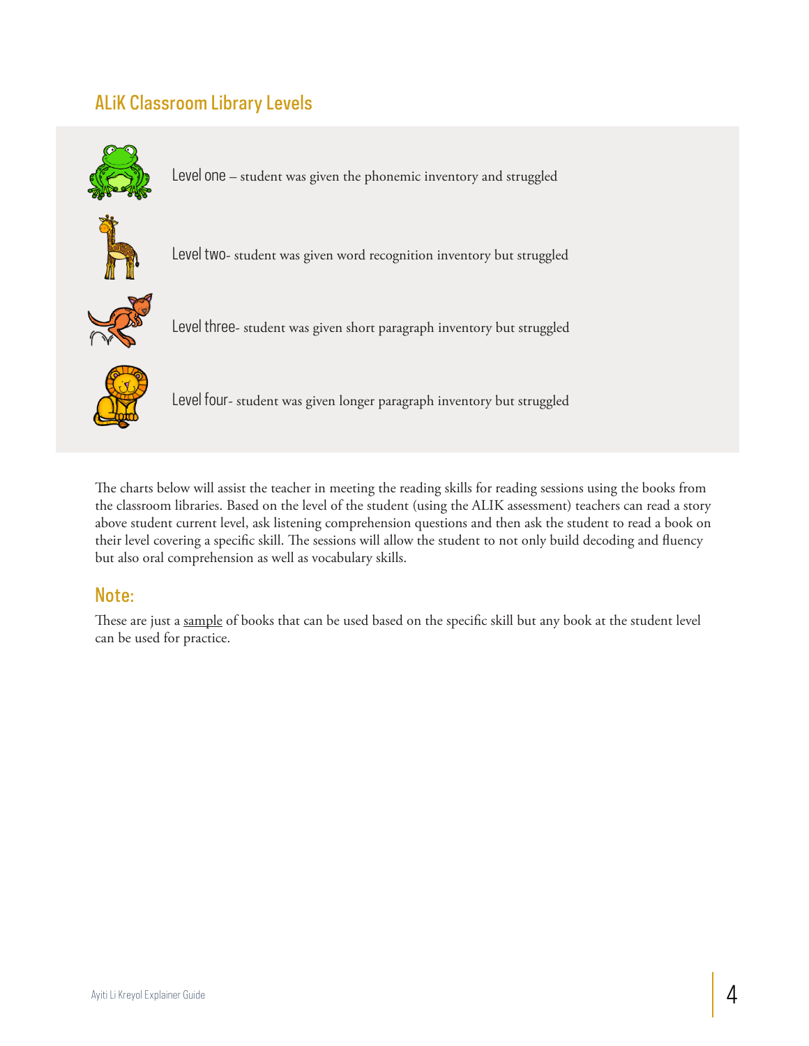## ALiK Classroom Library Levels

Level one – student was given the phonemic inventory and struggled

Level two- student was given word recognition inventory but struggled

Level three- student was given short paragraph inventory but struggled

Level four- student was given longer paragraph inventory but struggled

The charts below will assist the teacher in meeting the reading skills for reading sessions using the books from the classroom libraries. Based on the level of the student (using the ALIK assessment) teachers can read a story above student current level, ask listening comprehension questions and then ask the student to read a book on their level covering a specific skill. The sessions will allow the student to not only build decoding and fluency but also oral comprehension as well as vocabulary skills.

## Note:

These are just a sample of books that can be used based on the specific skill but any book at the student level can be used for practice.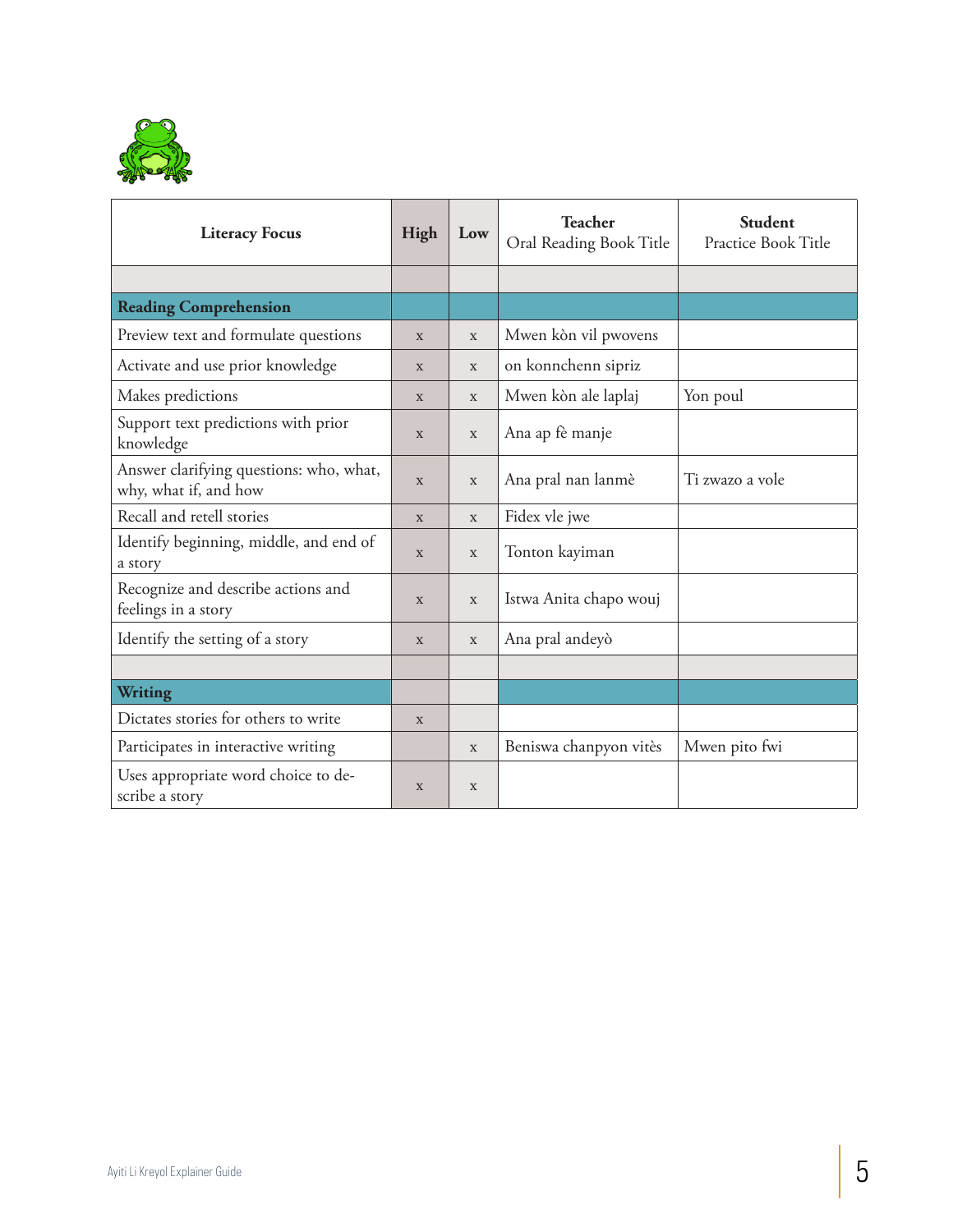| Literacy Focus | High | Low | **Teacher** Oral Reading Book Title | **Student** Practice Book Title |
|---|---|---|---|---|
| | | | | |
| **Reading Comprehension** | | | | |
| Preview text and formulate questions | x | x | Mwen kòn vil pwovens | |
| Activate and use prior knowledge | x | x | on konnchenn sipriz | |
| Makes predictions | x | x | Mwen kòn ale laplaj | Yon poul |
| Support text predictions with prior knowledge | x | x | Ana ap fè manje | |
| Answer clarifying questions: who, what, why, what if, and how | x | x | Ana pral nan lanmè | Ti zwazo a vole |
| Recall and retell stories | x | x | Fidex vle jwe | |
| Identify beginning, middle, and end of a story | x | x | Tonton kayiman | |
| Recognize and describe actions and feelings in a story | x | x | Istwa Anita chapo wouj | |
| Identify the setting of a story | x | x | Ana pral andeyò | |
| | | | | |
| **Writing** | | | | |
| Dictates stories for others to write | x | | | |
| Participates in interactive writing | | x | Beniswa chanpyon vitès | Mwen pito fwi |
| Uses appropriate word choice to describe a story | x | x | | |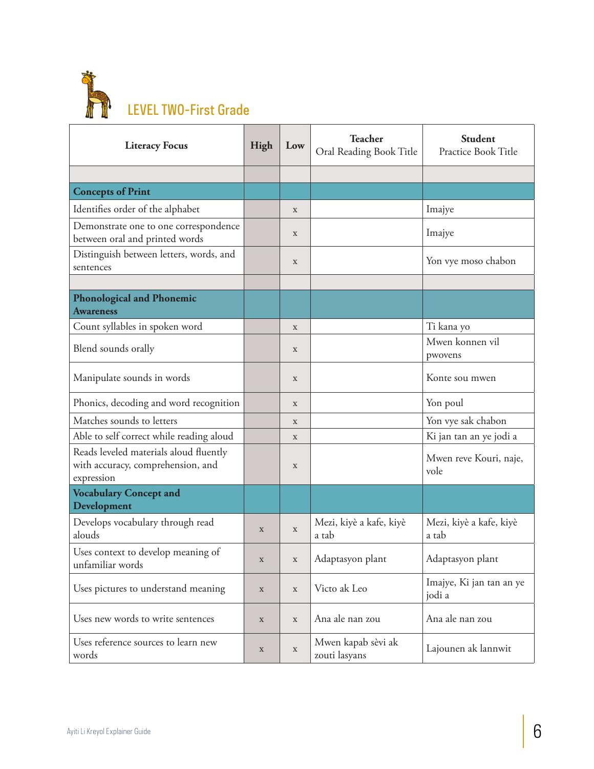## LEVEL TWO-First Grade

| Literacy Focus | High | Low | Teacher Oral Reading Book Title | Student Practice Book Title |
|---|---|---|---|---|
| | | | | |
| **Concepts of Print** | | | | |
| Identifies order of the alphabet | | x | | Imajye |
| Demonstrate one to one correspondence between oral and printed words | | x | | Imajye |
| Distinguish between letters, words, and sentences | | x | | Yon vye moso chabon |
| | | | | |
| **Phonological and Phonemic Awareness** | | | | |
| Count syllables in spoken word | | x | | Ti kana yo |
| Blend sounds orally | | x | | Mwen konnen vil pwovens |
| Manipulate sounds in words | | x | | Konte sou mwen |
| Phonics, decoding and word recognition | | x | | Yon poul |
| Matches sounds to letters | | x | | Yon vye sak chabon |
| Able to self correct while reading aloud | | x | | Ki jan tan an ye jodi a |
| Reads leveled materials aloud fluently with accuracy, comprehension, and expression | | x | | Mwen reve Kouri, naje, vole |
| **Vocabulary Concept and Development** | | | | |
| Develops vocabulary through read alouds | x | x | Mezi, kiyè a kafe, kiyè a tab | Mezi, kiyè a kafe, kiyè a tab |
| Uses context to develop meaning of unfamiliar words | x | x | Adaptasyon plant | Adaptasyon plant |
| Uses pictures to understand meaning | x | x | Victo ak Leo | Imajye, Ki jan tan an ye jodi a |
| Uses new words to write sentences | x | x | Ana ale nan zou | Ana ale nan zou |
| Uses reference sources to learn new words | x | x | Mwen kapab sèvi ak zouti lasyans | Lajounen ak lannwit |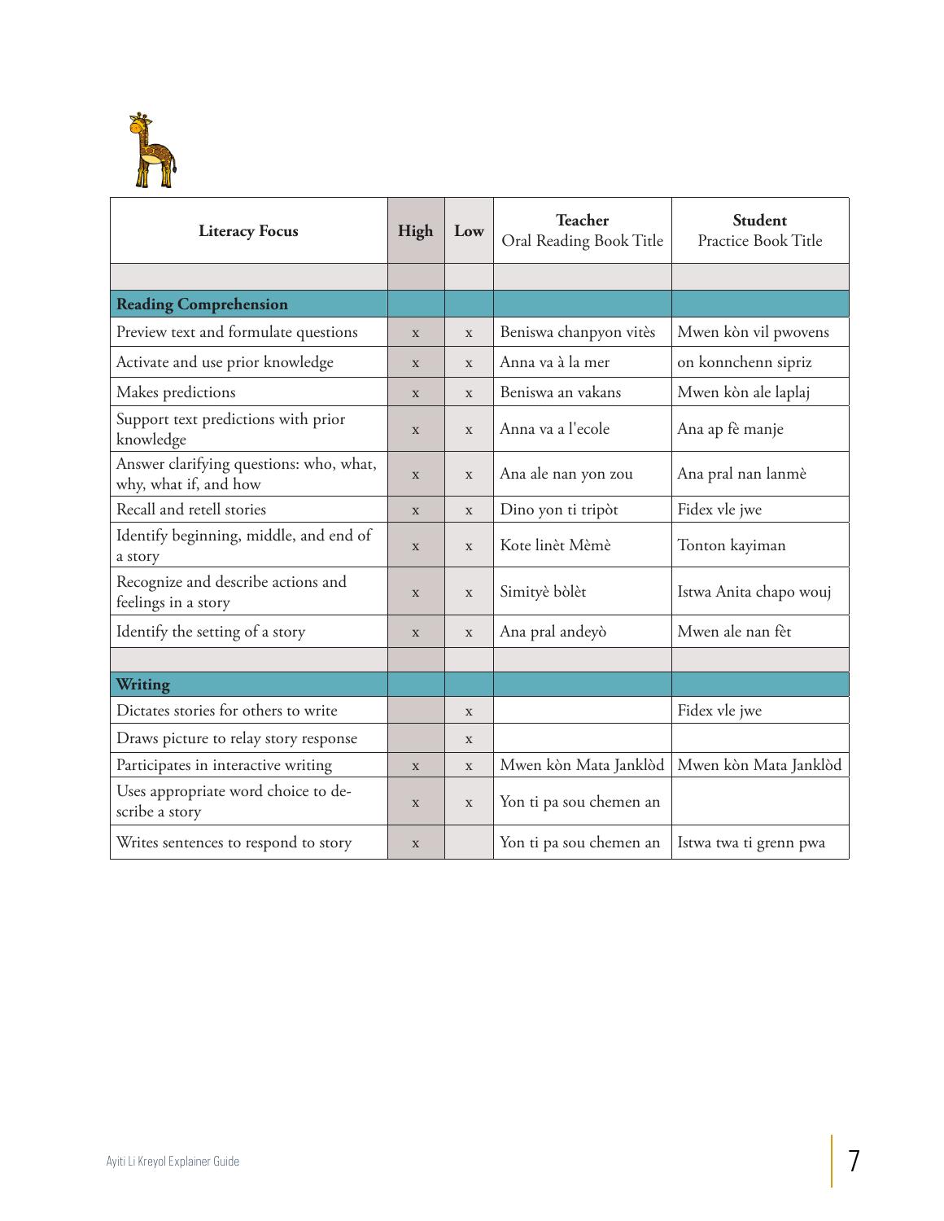| Literacy Focus | High | Low | Teacher Oral Reading Book Title | Student Practice Book Title |
|---|---|---|---|---|
| | | | | |
| **Reading Comprehension** | | | | |
| Preview text and formulate questions | x | x | Beniswa chanpyon vitès | Mwen kòn vil pwovens |
| Activate and use prior knowledge | x | x | Anna va à la mer | on konnchenn sipriz |
| Makes predictions | x | x | Beniswa an vakans | Mwen kòn ale laplaj |
| Support text predictions with prior knowledge | x | x | Anna va a l'ecole | Ana ap fè manje |
| Answer clarifying questions: who, what, why, what if, and how | x | x | Ana ale nan yon zou | Ana pral nan lanmè |
| Recall and retell stories | x | x | Dino yon ti tripòt | Fidex vle jwe |
| Identify beginning, middle, and end of a story | x | x | Kote linèt Mèmè | Tonton kayiman |
| Recognize and describe actions and feelings in a story | x | x | Simityè bòlèt | Istwa Anita chapo wouj |
| Identify the setting of a story | x | x | Ana pral andeyò | Mwen ale nan fèt |
| | | | | |
| **Writing** | | | | |
| Dictates stories for others to write | | x | | Fidex vle jwe |
| Draws picture to relay story response | | x | | |
| Participates in interactive writing | x | x | Mwen kòn Mata Janklòd | Mwen kòn Mata Janklòd |
| Uses appropriate word choice to describe a story | x | x | Yon ti pa sou chemen an | |
| Writes sentences to respond to story | x | | Yon ti pa sou chemen an | Istwa twa ti grenn pwa |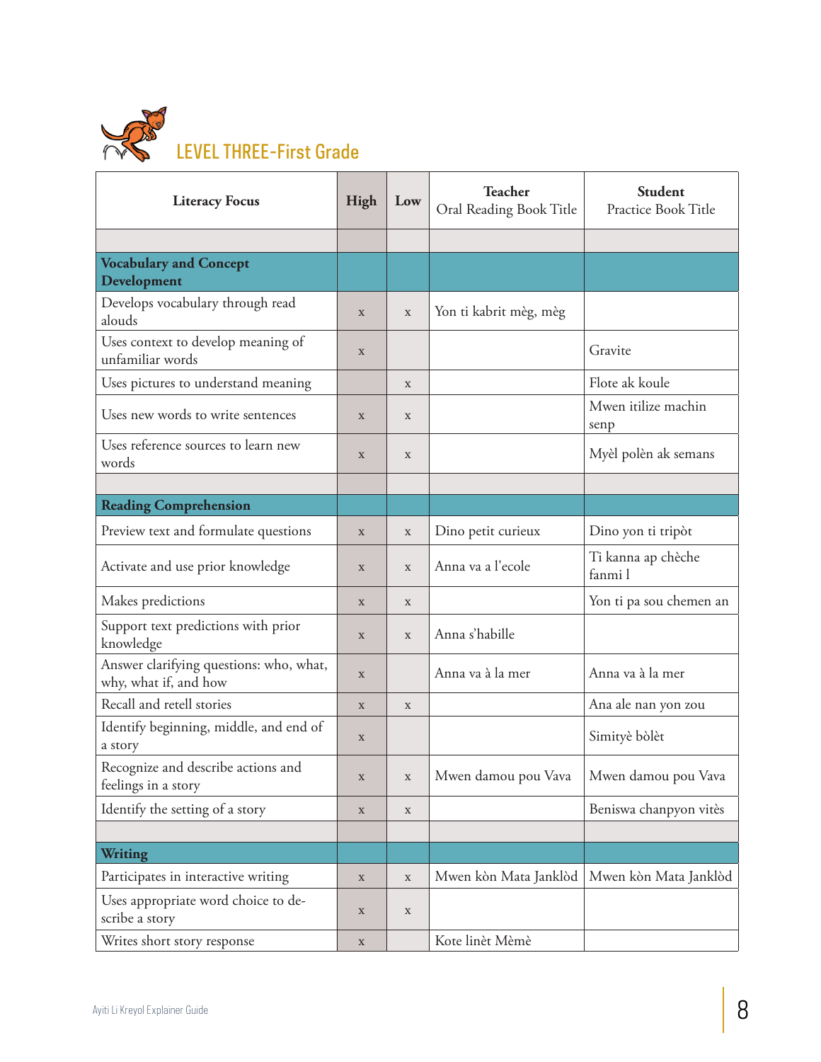## LEVEL THREE-First Grade

| Literacy Focus | High | Low | Teacher Oral Reading Book Title | Student Practice Book Title |
|---|---|---|---|---|
| | | | | |
| **Vocabulary and Concept Development** | | | | |
| Develops vocabulary through read alouds | x | x | Yon ti kabrit mèg, mèg | |
| Uses context to develop meaning of unfamiliar words | x | | | Gravite |
| Uses pictures to understand meaning | | x | | Flote ak koule |
| Uses new words to write sentences | x | x | | Mwen itilize machin senp |
| Uses reference sources to learn new words | x | x | | Myèl polèn ak semans |
| | | | | |
| **Reading Comprehension** | | | | |
| Preview text and formulate questions | x | x | Dino petit curieux | Dino yon ti tripòt |
| Activate and use prior knowledge | x | x | Anna va a l'ecole | Ti kanna ap chèche fanmi l |
| Makes predictions | x | x | | Yon ti pa sou chemen an |
| Support text predictions with prior knowledge | x | x | Anna s'habille | |
| Answer clarifying questions: who, what, why, what if, and how | x | | Anna va à la mer | Anna va à la mer |
| Recall and retell stories | x | x | | Ana ale nan yon zou |
| Identify beginning, middle, and end of a story | x | | | Simityè bòlèt |
| Recognize and describe actions and feelings in a story | x | x | Mwen damou pou Vava | Mwen damou pou Vava |
| Identify the setting of a story | x | x | | Beniswa chanpyon vitès |
| | | | | |
| **Writing** | | | | |
| Participates in interactive writing | x | x | Mwen kòn Mata Janklòd | Mwen kòn Mata Janklòd |
| Uses appropriate word choice to describe a story | x | x | | |
| Writes short story response | x | | Kote linèt Mèmè | |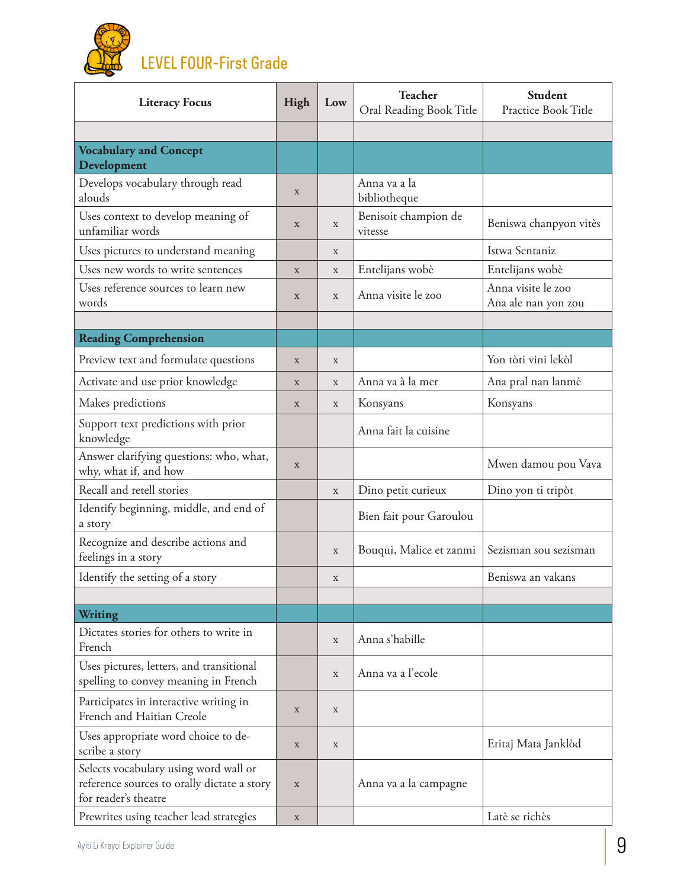## LEVEL FOUR-First Grade

| Literacy Focus | High | Low | Teacher Oral Reading Book Title | Student Practice Book Title |
|---|---|---|---|---|
| | | | | |
| **Vocabulary and Concept Development** | | | | |
| Develops vocabulary through read alouds | x | | Anna va a la bibliotheque | |
| Uses context to develop meaning of unfamiliar words | x | x | Benisoit champion de vitesse | Beniswa chanpyon vitès |
| Uses pictures to understand meaning | | x | | Istwa Sentaniz |
| Uses new words to write sentences | x | x | Entelijans wobè | Entelijans wobè |
| Uses reference sources to learn new words | x | x | Anna visite le zoo | Anna visite le zoo<br>Ana ale nan yon zou |
| | | | | |
| **Reading Comprehension** | | | | |
| Preview text and formulate questions | x | x | | Yon tòti vini lekòl |
| Activate and use prior knowledge | x | x | Anna va à la mer | Ana pral nan lanmè |
| Makes predictions | x | x | Konsyans | Konsyans |
| Support text predictions with prior knowledge | | | Anna fait la cuisine | |
| Answer clarifying questions: who, what, why, what if, and how | x | | | Mwen damou pou Vava |
| Recall and retell stories | | x | Dino petit curieux | Dino yon ti tripòt |
| Identify beginning, middle, and end of a story | | | Bien fait pour Garoulou | |
| Recognize and describe actions and feelings in a story | | x | Bouqui, Malice et zanmi | Sezisman sou sezisman |
| Identify the setting of a story | | x | | Beniswa an vakans |
| | | | | |
| **Writing** | | | | |
| Dictates stories for others to write in French | | x | Anna s'habille | |
| Uses pictures, letters, and transitional spelling to convey meaning in French | | x | Anna va a l'ecole | |
| Participates in interactive writing in French and Haitian Creole | x | x | | |
| Uses appropriate word choice to describe a story | x | x | | Eritaj Mata Janklòd |
| Selects vocabulary using word wall or reference sources to orally dictate a story for reader's theatre | x | | Anna va a la campagne | |
| Prewrites using teacher lead strategies | x | | | Latè se richès |